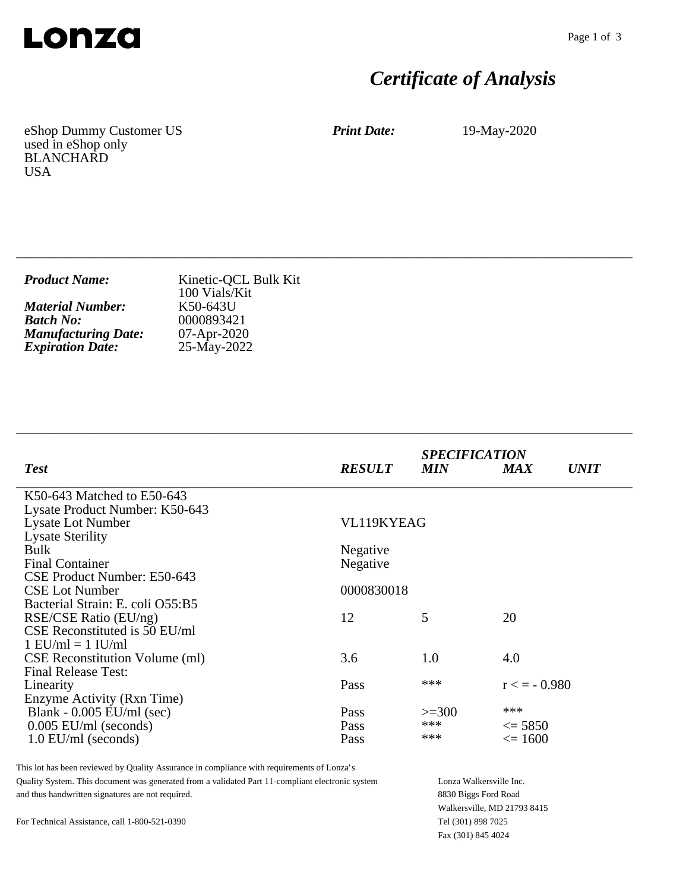**Lonza**

# *Certificate of Analysis*

eShop Dummy Customer US
used in eShop only
BLANCHARD
USA

***Print Date:*** 19-May-2020

---

| | |
|---|---|
| ***Product Name:*** | Kinetic-QCL Bulk Kit<br>100 Vials/Kit |
| ***Material Number:*** | K50-643U |
| ***Batch No:*** | 0000893421 |
| ***Manufacturing Date:*** | 07-Apr-2020 |
| ***Expiration Date:*** | 25-May-2022 |

---

| *Test* | *RESULT* | *SPECIFICATION MIN* | *MAX* | *UNIT* |
|---|---|---|---|---|
| K50-643 Matched to E50-643 | | | | |
| Lysate Product Number: K50-643 | | | | |
| Lysate Lot Number | VL119KYEAG | | | |
| Lysate Sterility | | | | |
| Bulk | Negative | | | |
| Final Container | Negative | | | |
| CSE Product Number: E50-643 | | | | |
| CSE Lot Number | 0000830018 | | | |
| Bacterial Strain: E. coli O55:B5 | | | | |
| RSE/CSE Ratio (EU/ng) | 12 | 5 | 20 | |
| CSE Reconstituted is 50 EU/ml | | | | |
| 1 EU/ml = 1 IU/ml | | | | |
| CSE Reconstitution Volume (ml) | 3.6 | 1.0 | 4.0 | |
| Final Release Test: | | | | |
| Linearity | Pass | *** | r < = - 0.980 | |
| Enzyme Activity (Rxn Time) | | | | |
| Blank - 0.005 EU/ml (sec) | Pass | >=300 | *** | |
| 0.005 EU/ml (seconds) | Pass | *** | <= 5850 | |
| 1.0 EU/ml (seconds) | Pass | *** | <= 1600 | |

This lot has been reviewed by Quality Assurance in compliance with requirements of Lonza's Quality System. This document was generated from a validated Part 11-compliant electronic system and thus handwritten signatures are not required.

For Technical Assistance, call 1-800-521-0390

Lonza Walkersville Inc.
8830 Biggs Ford Road
Walkersville, MD 21793 8415
Tel (301) 898 7025
Fax (301) 845 4024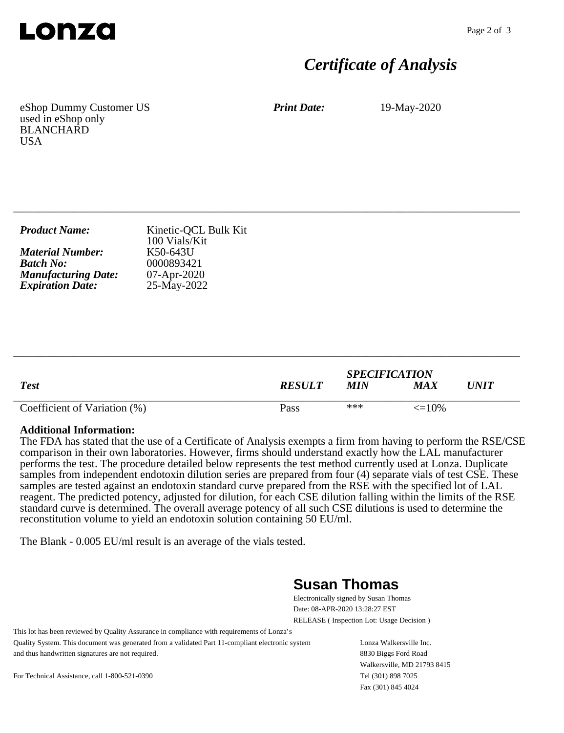**Lonza**

# *Certificate of Analysis*

eShop Dummy Customer US
used in eShop only
BLANCHARD
USA

***Print Date:*** 19-May-2020

---

***Product Name:*** Kinetic-QCL Bulk Kit
100 Vials/Kit
***Material Number:*** K50-643U
***Batch No:*** 0000893421
***Manufacturing Date:*** 07-Apr-2020
***Expiration Date:*** 25-May-2022

---

| *Test* | *RESULT* | *SPECIFICATION* *MIN* | *MAX* | *UNIT* |
|---|---|---|---|---|
| Coefficient of Variation (%) | Pass | *** | <=10% | |

**Additional Information:**
The FDA has stated that the use of a Certificate of Analysis exempts a firm from having to perform the RSE/CSE comparison in their own laboratories. However, firms should understand exactly how the LAL manufacturer performs the test. The procedure detailed below represents the test method currently used at Lonza. Duplicate samples from independent endotoxin dilution series are prepared from four (4) separate vials of test CSE. These samples are tested against an endotoxin standard curve prepared from the RSE with the specified lot of LAL reagent. The predicted potency, adjusted for dilution, for each CSE dilution falling within the limits of the RSE standard curve is determined. The overall average potency of all such CSE dilutions is used to determine the reconstitution volume to yield an endotoxin solution containing 50 EU/ml.

The Blank - 0.005 EU/ml result is an average of the vials tested.

**Susan Thomas**
Electronically signed by Susan Thomas
Date: 08-APR-2020 13:28:27 EST
RELEASE ( Inspection Lot: Usage Decision )

This lot has been reviewed by Quality Assurance in compliance with requirements of Lonza's Quality System. This document was generated from a validated Part 11-compliant electronic system and thus handwritten signatures are not required.

For Technical Assistance, call 1-800-521-0390

Lonza Walkersville Inc.
8830 Biggs Ford Road
Walkersville, MD 21793 8415
Tel (301) 898 7025
Fax (301) 845 4024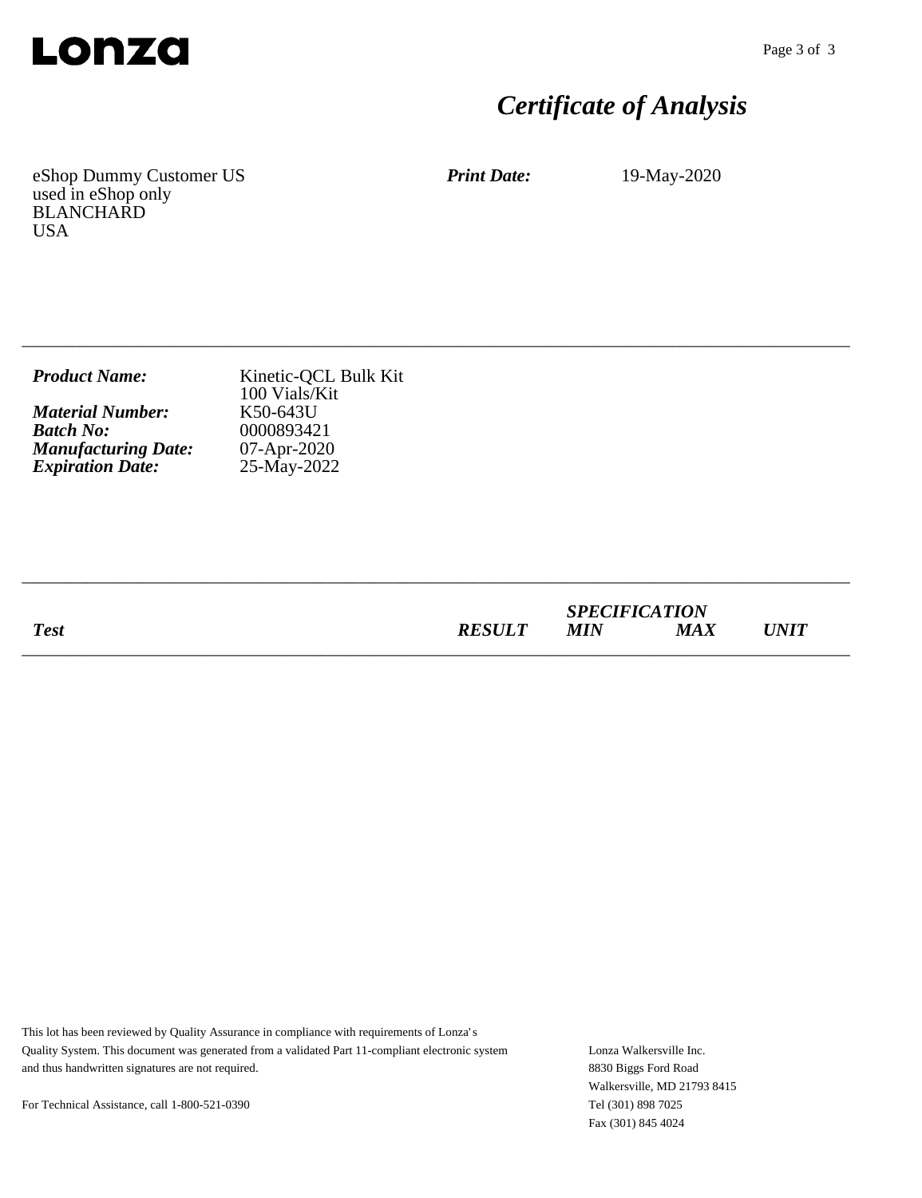**Lonza**

# *Certificate of Analysis*

eShop Dummy Customer US
used in eShop only
BLANCHARD
USA

***Print Date:*** 19-May-2020

---

| | |
|---|---|
| ***Product Name:*** | Kinetic-QCL Bulk Kit 100 Vials/Kit |
| ***Material Number:*** | K50-643U |
| ***Batch No:*** | 0000893421 |
| ***Manufacturing Date:*** | 07-Apr-2020 |
| ***Expiration Date:*** | 25-May-2022 |

---

| *Test* | *RESULT* | *SPECIFICATION* *MIN* | *MAX* | *UNIT* |
|---|---|---|---|---|

This lot has been reviewed by Quality Assurance in compliance with requirements of Lonza's Quality System. This document was generated from a validated Part 11-compliant electronic system and thus handwritten signatures are not required.

For Technical Assistance, call 1-800-521-0390

Lonza Walkersville Inc.
8830 Biggs Ford Road
Walkersville, MD 21793 8415
Tel (301) 898 7025
Fax (301) 845 4024